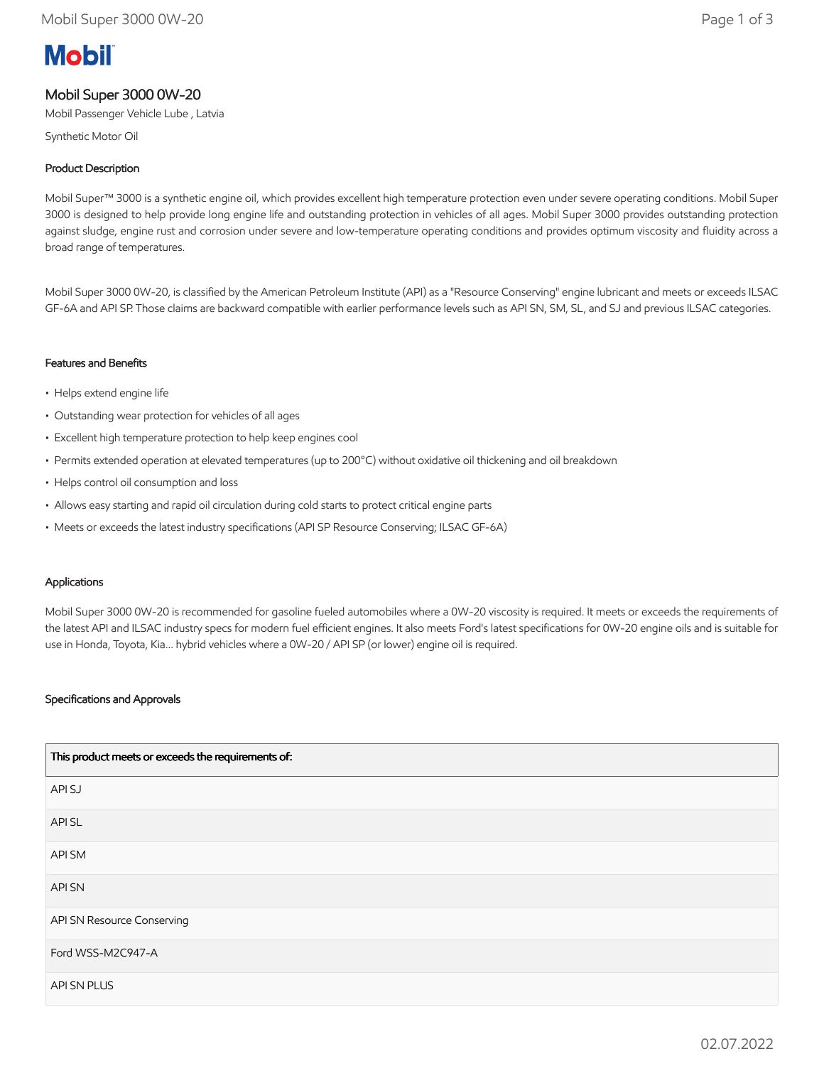# Mobil

## Mobil Super 3000 0W-20

Mobil Passenger Vehicle Lube , Latvia

Synthetic Motor Oil

### Product Description

Mobil Super™ 3000 is a synthetic engine oil, which provides excellent high temperature protection even under severe operating conditions. Mobil Super 3000 is designed to help provide long engine life and outstanding protection in vehicles of all ages. Mobil Super 3000 provides outstanding protection against sludge, engine rust and corrosion under severe and low-temperature operating conditions and provides optimum viscosity and fluidity across a broad range of temperatures.

Mobil Super 3000 0W-20, is classified by the American Petroleum Institute (API) as a "Resource Conserving" engine lubricant and meets or exceeds ILSAC GF-6A and API SP. Those claims are backward compatible with earlier performance levels such as API SN, SM, SL, and SJ and previous ILSAC categories.

### Features and Benefits

- Helps extend engine life
- Outstanding wear protection for vehicles of all ages
- Excellent high temperature protection to help keep engines cool
- Permits extended operation at elevated temperatures (up to 200°C) without oxidative oil thickening and oil breakdown
- Helps control oil consumption and loss
- Allows easy starting and rapid oil circulation during cold starts to protect critical engine parts
- Meets or exceeds the latest industry specifications (API SP Resource Conserving; ILSAC GF-6A)

### Applications

Mobil Super 3000 0W-20 is recommended for gasoline fueled automobiles where a 0W-20 viscosity is required. It meets or exceeds the requirements of the latest API and ILSAC industry specs for modern fuel efficient engines. It also meets Ford's latest specifications for 0W-20 engine oils and is suitable for use in Honda, Toyota, Kia... hybrid vehicles where a 0W-20 / API SP (or lower) engine oil is required.

### Specifications and Approvals

| This product meets or exceeds the requirements of: |
|---|
| API SJ |
| API SL |
| API SM |
| API SN |
| API SN Resource Conserving |
| Ford WSS-M2C947-A |
| API SN PLUS |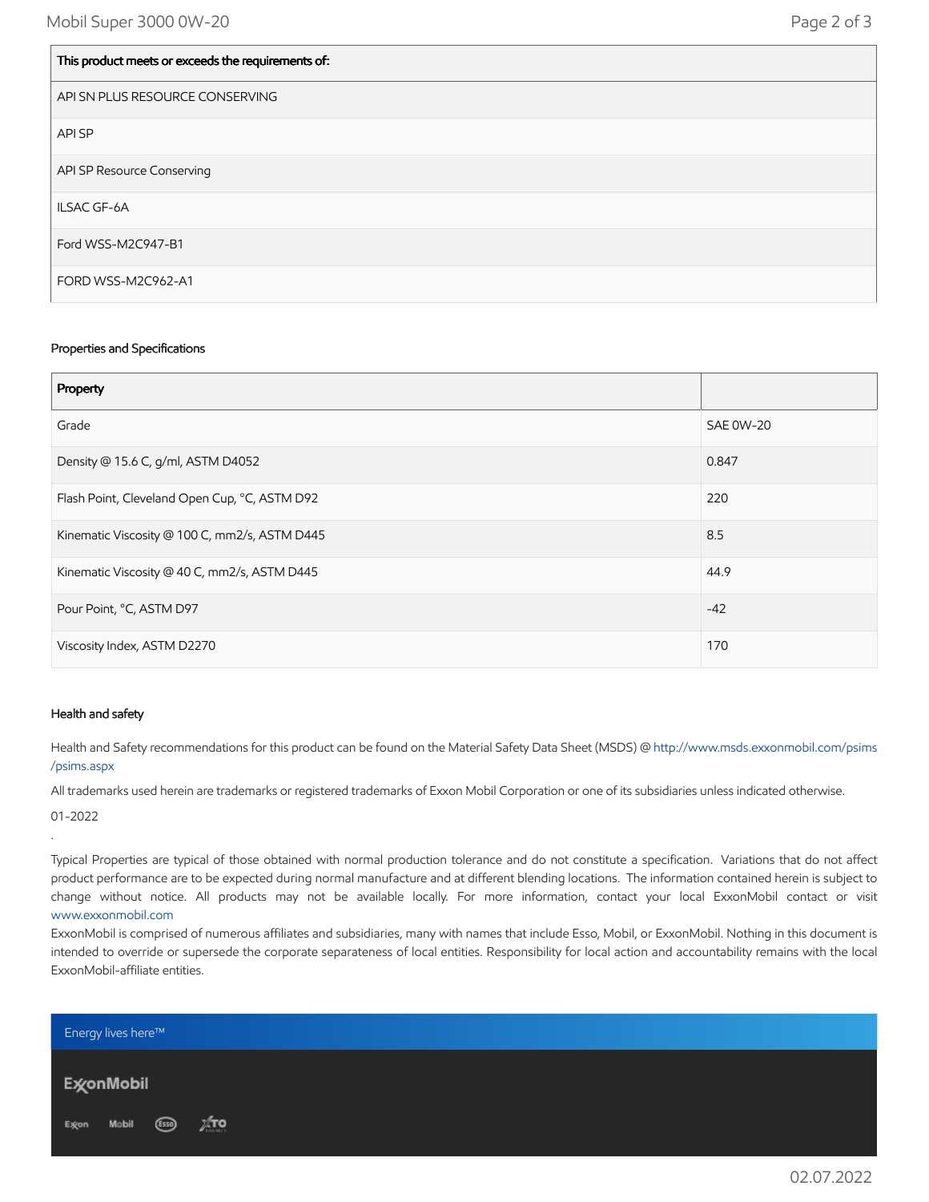| This product meets or exceeds the requirements of: |
| --- |
| API SN PLUS RESOURCE CONSERVING |
| API SP |
| API SP Resource Conserving |
| ILSAC GF-6A |
| Ford WSS-M2C947-B1 |
| FORD WSS-M2C962-A1 |

### Properties and Specifications

| Property | |
| --- | --- |
| Grade | SAE 0W-20 |
| Density @ 15.6 C, g/ml, ASTM D4052 | 0.847 |
| Flash Point, Cleveland Open Cup, °C, ASTM D92 | 220 |
| Kinematic Viscosity @ 100 C, mm2/s, ASTM D445 | 8.5 |
| Kinematic Viscosity @ 40 C, mm2/s, ASTM D445 | 44.9 |
| Pour Point, °C, ASTM D97 | -42 |
| Viscosity Index, ASTM D2270 | 170 |

### Health and safety

Health and Safety recommendations for this product can be found on the Material Safety Data Sheet (MSDS) @ http://www.msds.exxonmobil.com/psims/psims.aspx

All trademarks used herein are trademarks or registered trademarks of Exxon Mobil Corporation or one of its subsidiaries unless indicated otherwise.

01-2022

.

Typical Properties are typical of those obtained with normal production tolerance and do not constitute a specification. Variations that do not affect product performance are to be expected during normal manufacture and at different blending locations. The information contained herein is subject to change without notice. All products may not be available locally. For more information, contact your local ExxonMobil contact or visit www.exxonmobil.com

ExxonMobil is comprised of numerous affiliates and subsidiaries, many with names that include Esso, Mobil, or ExxonMobil. Nothing in this document is intended to override or supersede the corporate separateness of local entities. Responsibility for local action and accountability remains with the local ExxonMobil-affiliate entities.

Energy lives here™

ExxonMobil

Exxon Mobil Esso XTO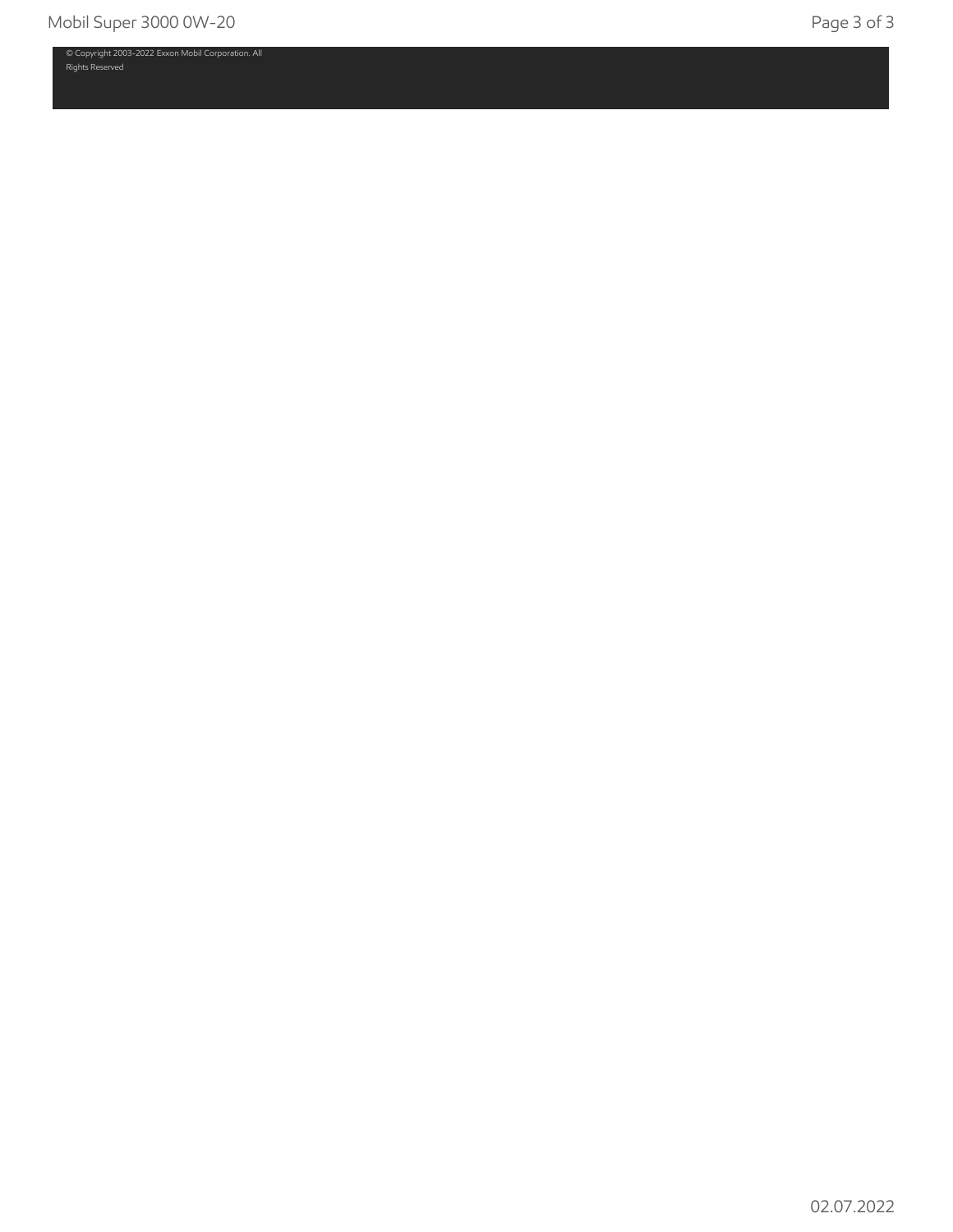© Copyright 2003-2022 Exxon Mobil Corporation. All Rights Reserved